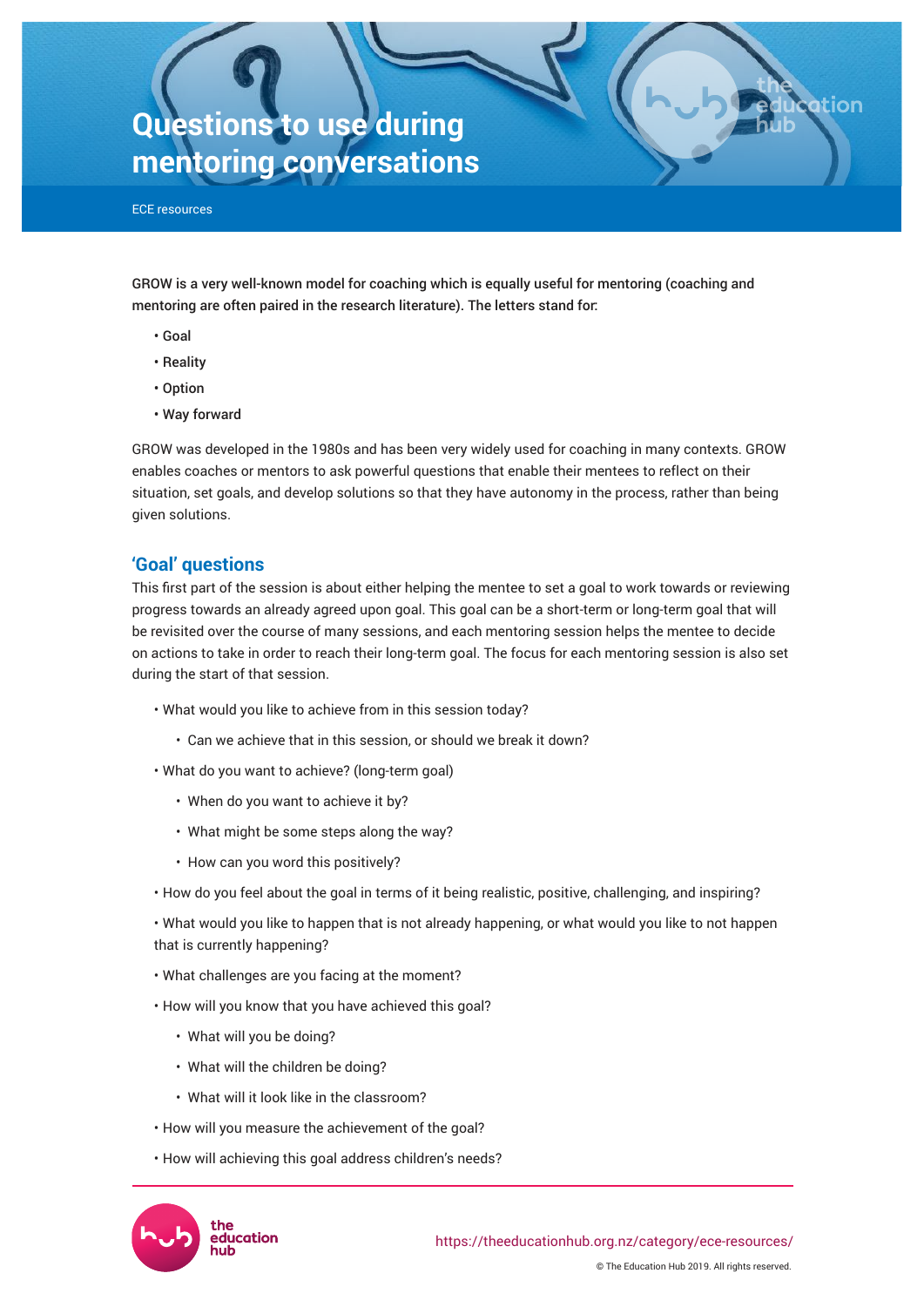# Questions to use during mentoring conversations

ECE resources

GROW is a very well-known model for coaching which is equally useful for mentoring (coaching and mentoring are often paired in the research literature). The letters stand for:

- Goal
- Reality
- Option
- Way forward

GROW was developed in the 1980s and has been very widely used for coaching in many contexts. GROW enables coaches or mentors to ask powerful questions that enable their mentees to reflect on their situation, set goals, and develop solutions so that they have autonomy in the process, rather than being given solutions.

## 'Goal' questions

This first part of the session is about either helping the mentee to set a goal to work towards or reviewing progress towards an already agreed upon goal. This goal can be a short-term or long-term goal that will be revisited over the course of many sessions, and each mentoring session helps the mentee to decide on actions to take in order to reach their long-term goal. The focus for each mentoring session is also set during the start of that session.

- What would you like to achieve from in this session today?
    - Can we achieve that in this session, or should we break it down?
- What do you want to achieve? (long-term goal)
    - When do you want to achieve it by?
    - What might be some steps along the way?
    - How can you word this positively?
- How do you feel about the goal in terms of it being realistic, positive, challenging, and inspiring?
- What would you like to happen that is not already happening, or what would you like to not happen that is currently happening?
- What challenges are you facing at the moment?
- How will you know that you have achieved this goal?
    - What will you be doing?
    - What will the children be doing?
    - What will it look like in the classroom?
- How will you measure the achievement of the goal?
- How will achieving this goal address children's needs?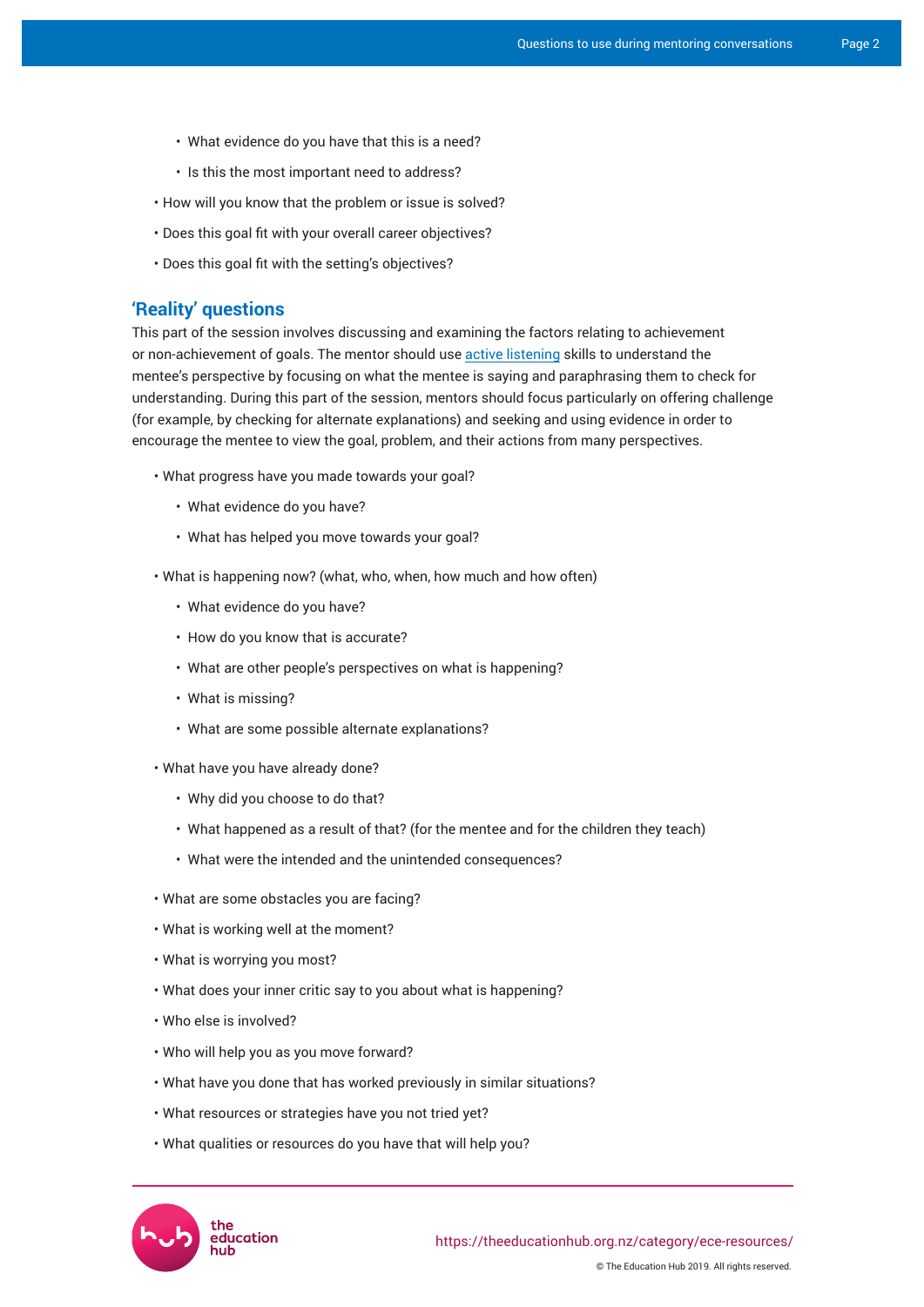- What evidence do you have that this is a need?
  - Is this the most important need to address?
- How will you know that the problem or issue is solved?
- Does this goal fit with your overall career objectives?
- Does this goal fit with the setting's objectives?

## 'Reality' questions

This part of the session involves discussing and examining the factors relating to achievement or non-achievement of goals. The mentor should use active listening skills to understand the mentee's perspective by focusing on what the mentee is saying and paraphrasing them to check for understanding. During this part of the session, mentors should focus particularly on offering challenge (for example, by checking for alternate explanations) and seeking and using evidence in order to encourage the mentee to view the goal, problem, and their actions from many perspectives.

- What progress have you made towards your goal?
  - What evidence do you have?
  - What has helped you move towards your goal?
- What is happening now? (what, who, when, how much and how often)
  - What evidence do you have?
  - How do you know that is accurate?
  - What are other people's perspectives on what is happening?
  - What is missing?
  - What are some possible alternate explanations?
- What have you have already done?
  - Why did you choose to do that?
  - What happened as a result of that? (for the mentee and for the children they teach)
  - What were the intended and the unintended consequences?
- What are some obstacles you are facing?
- What is working well at the moment?
- What is worrying you most?
- What does your inner critic say to you about what is happening?
- Who else is involved?
- Who will help you as you move forward?
- What have you done that has worked previously in similar situations?
- What resources or strategies have you not tried yet?
- What qualities or resources do you have that will help you?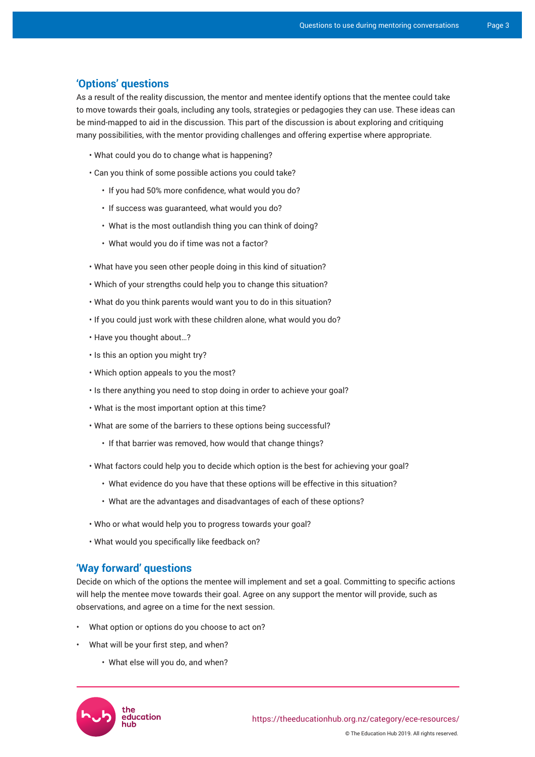## 'Options' questions

As a result of the reality discussion, the mentor and mentee identify options that the mentee could take to move towards their goals, including any tools, strategies or pedagogies they can use. These ideas can be mind-mapped to aid in the discussion. This part of the discussion is about exploring and critiquing many possibilities, with the mentor providing challenges and offering expertise where appropriate.

- What could you do to change what is happening?
- Can you think of some possible actions you could take?
  - If you had 50% more confidence, what would you do?
  - If success was guaranteed, what would you do?
  - What is the most outlandish thing you can think of doing?
  - What would you do if time was not a factor?
- What have you seen other people doing in this kind of situation?
- Which of your strengths could help you to change this situation?
- What do you think parents would want you to do in this situation?
- If you could just work with these children alone, what would you do?
- Have you thought about…?
- Is this an option you might try?
- Which option appeals to you the most?
- Is there anything you need to stop doing in order to achieve your goal?
- What is the most important option at this time?
- What are some of the barriers to these options being successful?
  - If that barrier was removed, how would that change things?
- What factors could help you to decide which option is the best for achieving your goal?
  - What evidence do you have that these options will be effective in this situation?
  - What are the advantages and disadvantages of each of these options?
- Who or what would help you to progress towards your goal?
- What would you specifically like feedback on?

## 'Way forward' questions

Decide on which of the options the mentee will implement and set a goal. Committing to specific actions will help the mentee move towards their goal. Agree on any support the mentor will provide, such as observations, and agree on a time for the next session.

- What option or options do you choose to act on?
- What will be your first step, and when?
  - What else will you do, and when?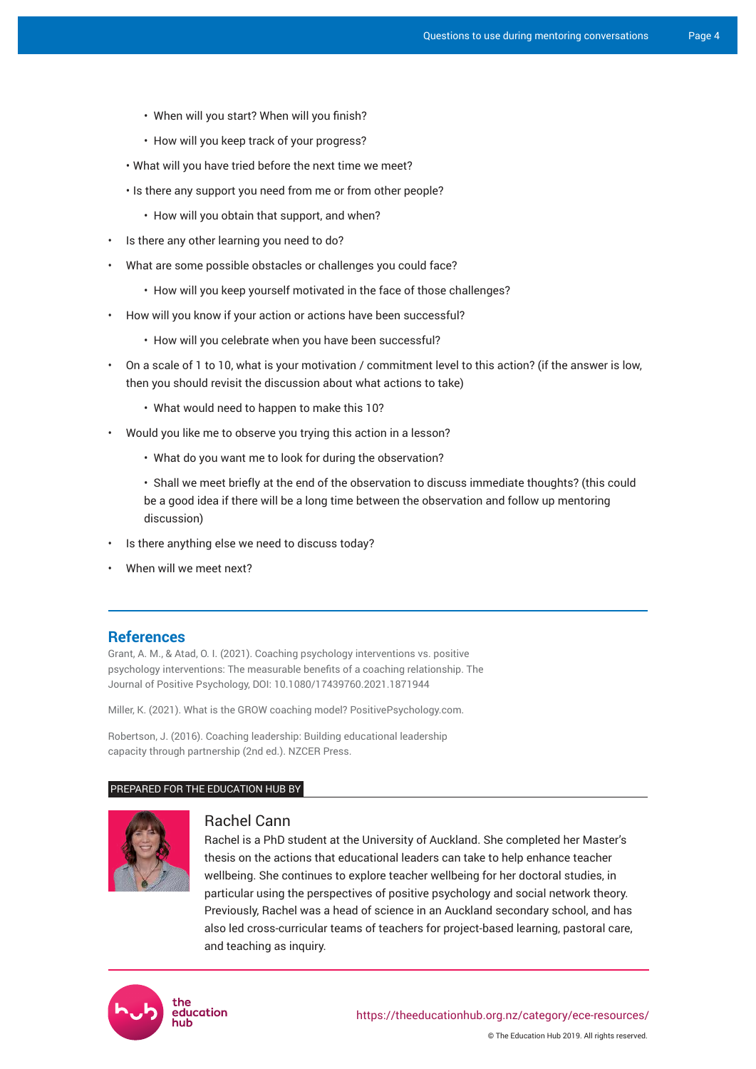- When will you start? When will you finish?
    - How will you keep track of your progress?
  - What will you have tried before the next time we meet?
  - Is there any support you need from me or from other people?
    - How will you obtain that support, and when?
- Is there any other learning you need to do?
- What are some possible obstacles or challenges you could face?
  - How will you keep yourself motivated in the face of those challenges?
- How will you know if your action or actions have been successful?
  - How will you celebrate when you have been successful?
- On a scale of 1 to 10, what is your motivation / commitment level to this action? (if the answer is low, then you should revisit the discussion about what actions to take)
  - What would need to happen to make this 10?
- Would you like me to observe you trying this action in a lesson?
  - What do you want me to look for during the observation?
  - Shall we meet briefly at the end of the observation to discuss immediate thoughts? (this could be a good idea if there will be a long time between the observation and follow up mentoring discussion)
- Is there anything else we need to discuss today?
- When will we meet next?

## References

Grant, A. M., & Atad, O. I. (2021). Coaching psychology interventions vs. positive psychology interventions: The measurable benefits of a coaching relationship. The Journal of Positive Psychology, DOI: 10.1080/17439760.2021.1871944

Miller, K. (2021). What is the GROW coaching model? PositivePsychology.com.

Robertson, J. (2016). Coaching leadership: Building educational leadership capacity through partnership (2nd ed.). NZCER Press.

PREPARED FOR THE EDUCATION HUB BY

### Rachel Cann

Rachel is a PhD student at the University of Auckland. She completed her Master's thesis on the actions that educational leaders can take to help enhance teacher wellbeing. She continues to explore teacher wellbeing for her doctoral studies, in particular using the perspectives of positive psychology and social network theory. Previously, Rachel was a head of science in an Auckland secondary school, and has also led cross-curricular teams of teachers for project-based learning, pastoral care, and teaching as inquiry.

the education hub

https://theeducationhub.org.nz/category/ece-resources/

© The Education Hub 2019. All rights reserved.